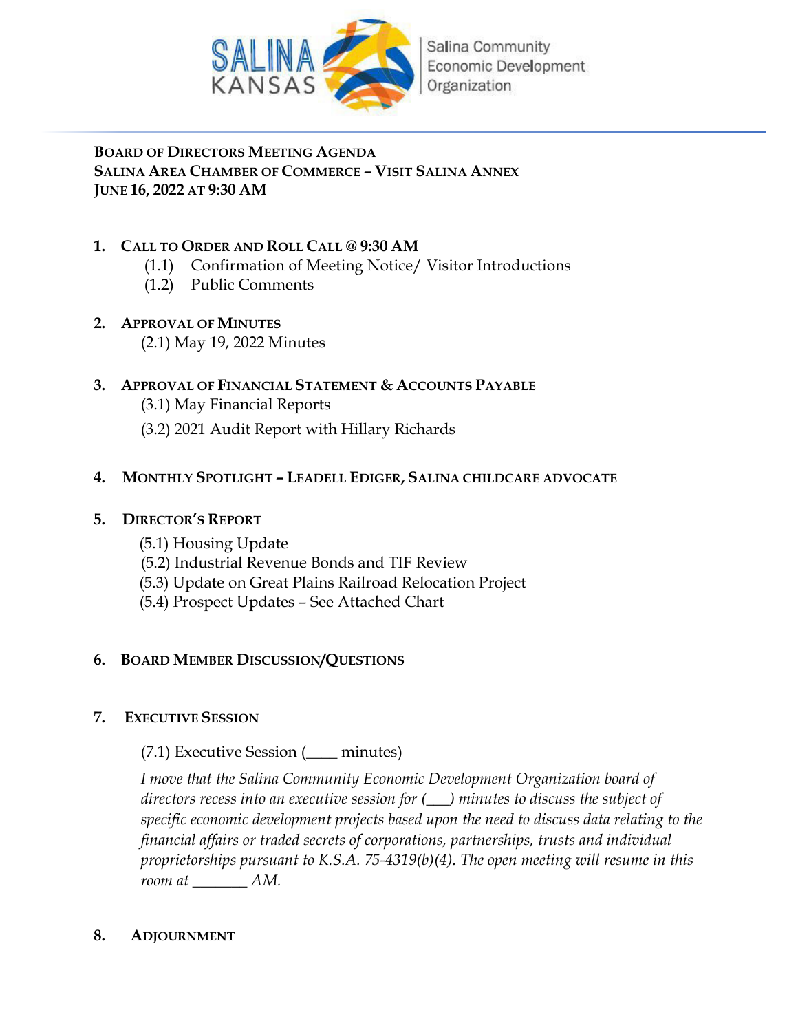SALINA KANSAS | Salina Community Economic Development Organization

**BOARD OF DIRECTORS MEETING AGENDA**
**SALINA AREA CHAMBER OF COMMERCE – VISIT SALINA ANNEX**
**JUNE 16, 2022 AT 9:30 AM**

1. **CALL TO ORDER AND ROLL CALL @ 9:30 AM**
   - (1.1) Confirmation of Meeting Notice/ Visitor Introductions
   - (1.2) Public Comments

2. **APPROVAL OF MINUTES**
   - (2.1) May 19, 2022 Minutes

3. **APPROVAL OF FINANCIAL STATEMENT & ACCOUNTS PAYABLE**
   - (3.1) May Financial Reports
   - (3.2) 2021 Audit Report with Hillary Richards

4. **MONTHLY SPOTLIGHT – LEADELL EDIGER, SALINA CHILDCARE ADVOCATE**

5. **DIRECTOR'S REPORT**
   - (5.1) Housing Update
   - (5.2) Industrial Revenue Bonds and TIF Review
   - (5.3) Update on Great Plains Railroad Relocation Project
   - (5.4) Prospect Updates – See Attached Chart

6. **BOARD MEMBER DISCUSSION/QUESTIONS**

7. **EXECUTIVE SESSION**
   - (7.1) Executive Session (____ minutes)

   *I move that the Salina Community Economic Development Organization board of directors recess into an executive session for (___) minutes to discuss the subject of specific economic development projects based upon the need to discuss data relating to the financial affairs or traded secrets of corporations, partnerships, trusts and individual proprietorships pursuant to K.S.A. 75-4319(b)(4). The open meeting will resume in this room at _______ AM.*

8. **ADJOURNMENT**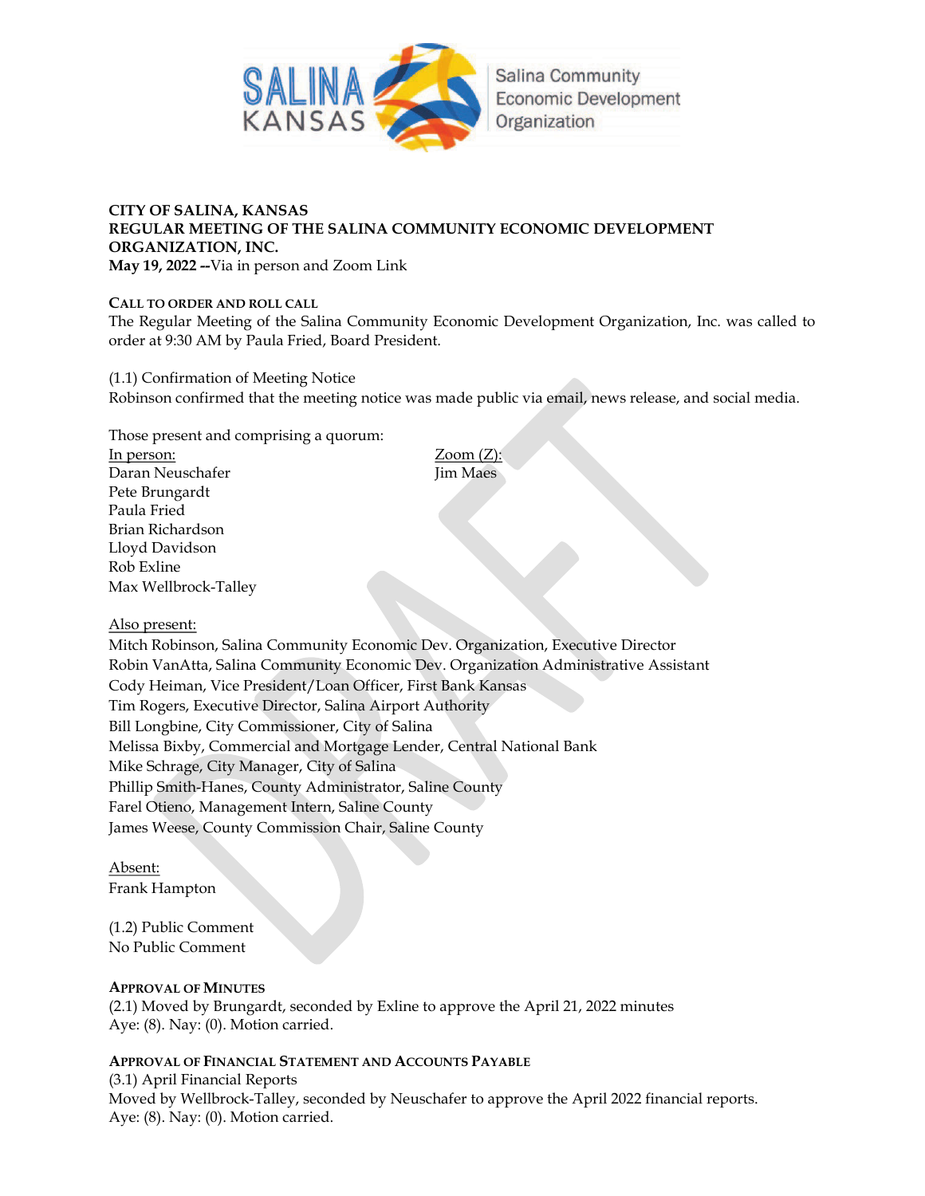**CITY OF SALINA, KANSAS**
**REGULAR MEETING OF THE SALINA COMMUNITY ECONOMIC DEVELOPMENT ORGANIZATION, INC.**
**May 19, 2022 --**Via in person and Zoom Link

**CALL TO ORDER AND ROLL CALL**
The Regular Meeting of the Salina Community Economic Development Organization, Inc. was called to order at 9:30 AM by Paula Fried, Board President.

(1.1) Confirmation of Meeting Notice
Robinson confirmed that the meeting notice was made public via email, news release, and social media.

Those present and comprising a quorum:

In person:
Daran Neuschafer
Pete Brungardt
Paula Fried
Brian Richardson
Lloyd Davidson
Rob Exline
Max Wellbrock-Talley

Zoom (Z):
Jim Maes

Also present:
Mitch Robinson, Salina Community Economic Dev. Organization, Executive Director
Robin VanAtta, Salina Community Economic Dev. Organization Administrative Assistant
Cody Heiman, Vice President/Loan Officer, First Bank Kansas
Tim Rogers, Executive Director, Salina Airport Authority
Bill Longbine, City Commissioner, City of Salina
Melissa Bixby, Commercial and Mortgage Lender, Central National Bank
Mike Schrage, City Manager, City of Salina
Phillip Smith-Hanes, County Administrator, Saline County
Farel Otieno, Management Intern, Saline County
James Weese, County Commission Chair, Saline County

Absent:
Frank Hampton

(1.2) Public Comment
No Public Comment

**APPROVAL OF MINUTES**
(2.1) Moved by Brungardt, seconded by Exline to approve the April 21, 2022 minutes
Aye: (8). Nay: (0). Motion carried.

**APPROVAL OF FINANCIAL STATEMENT AND ACCOUNTS PAYABLE**
(3.1) April Financial Reports
Moved by Wellbrock-Talley, seconded by Neuschafer to approve the April 2022 financial reports.
Aye: (8). Nay: (0). Motion carried.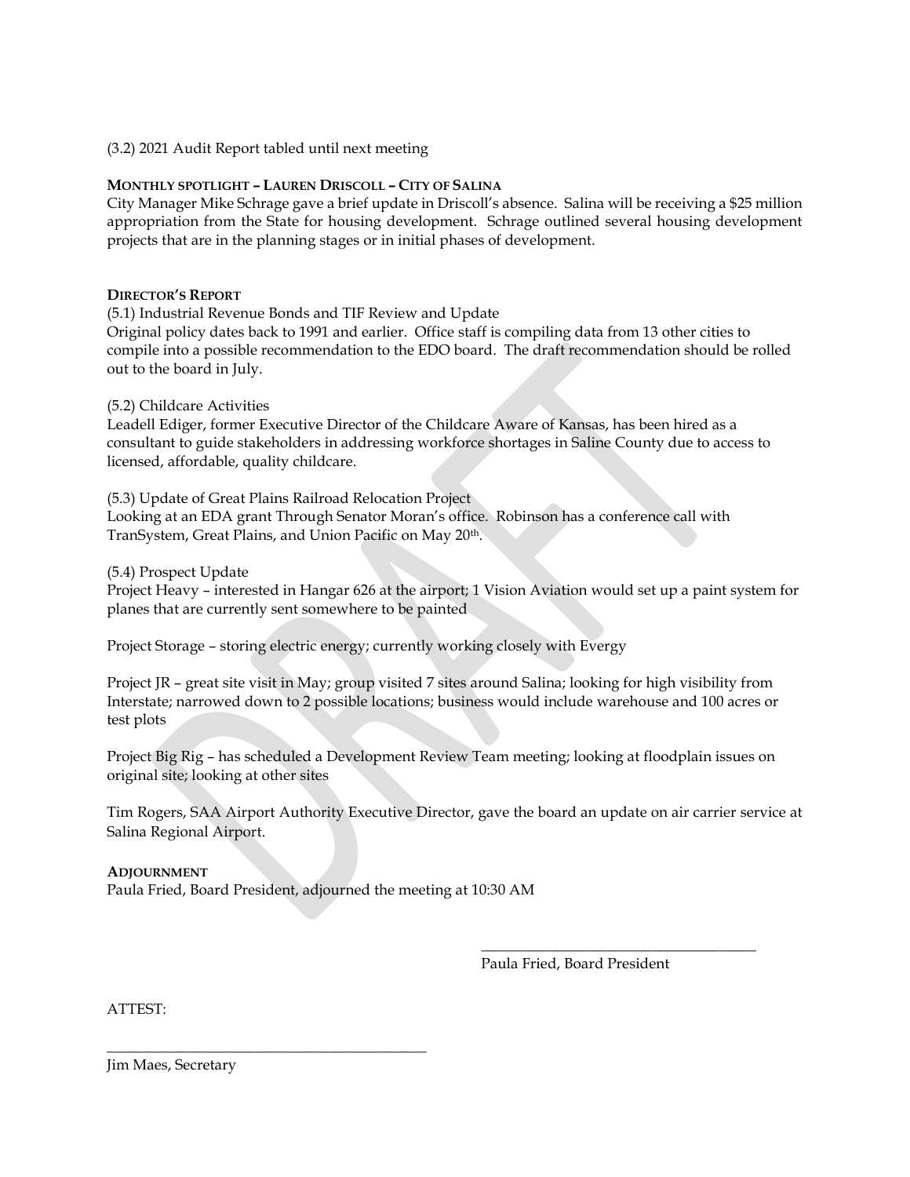(3.2) 2021 Audit Report tabled until next meeting

**MONTHLY SPOTLIGHT – LAUREN DRISCOLL – CITY OF SALINA**

City Manager Mike Schrage gave a brief update in Driscoll's absence. Salina will be receiving a $25 million appropriation from the State for housing development. Schrage outlined several housing development projects that are in the planning stages or in initial phases of development.

**DIRECTOR'S REPORT**

(5.1) Industrial Revenue Bonds and TIF Review and Update

Original policy dates back to 1991 and earlier. Office staff is compiling data from 13 other cities to compile into a possible recommendation to the EDO board. The draft recommendation should be rolled out to the board in July.

(5.2) Childcare Activities

Leadell Ediger, former Executive Director of the Childcare Aware of Kansas, has been hired as a consultant to guide stakeholders in addressing workforce shortages in Saline County due to access to licensed, affordable, quality childcare.

(5.3) Update of Great Plains Railroad Relocation Project

Looking at an EDA grant Through Senator Moran's office. Robinson has a conference call with TranSystem, Great Plains, and Union Pacific on May 20th.

(5.4) Prospect Update

Project Heavy – interested in Hangar 626 at the airport; 1 Vision Aviation would set up a paint system for planes that are currently sent somewhere to be painted

Project Storage – storing electric energy; currently working closely with Evergy

Project JR – great site visit in May; group visited 7 sites around Salina; looking for high visibility from Interstate; narrowed down to 2 possible locations; business would include warehouse and 100 acres or test plots

Project Big Rig – has scheduled a Development Review Team meeting; looking at floodplain issues on original site; looking at other sites

Tim Rogers, SAA Airport Authority Executive Director, gave the board an update on air carrier service at Salina Regional Airport.

**ADJOURNMENT**

Paula Fried, Board President, adjourned the meeting at 10:30 AM

\_\_\_\_\_\_\_\_\_\_\_\_\_\_\_\_\_\_\_\_\_\_\_\_\_\_\_\_\_\_\_\_\_\_\_\_\_\_

Paula Fried, Board President

ATTEST:

\_\_\_\_\_\_\_\_\_\_\_\_\_\_\_\_\_\_\_\_\_\_\_\_\_\_\_\_\_\_\_\_\_\_\_\_\_\_\_\_\_\_\_\_\_

Jim Maes, Secretary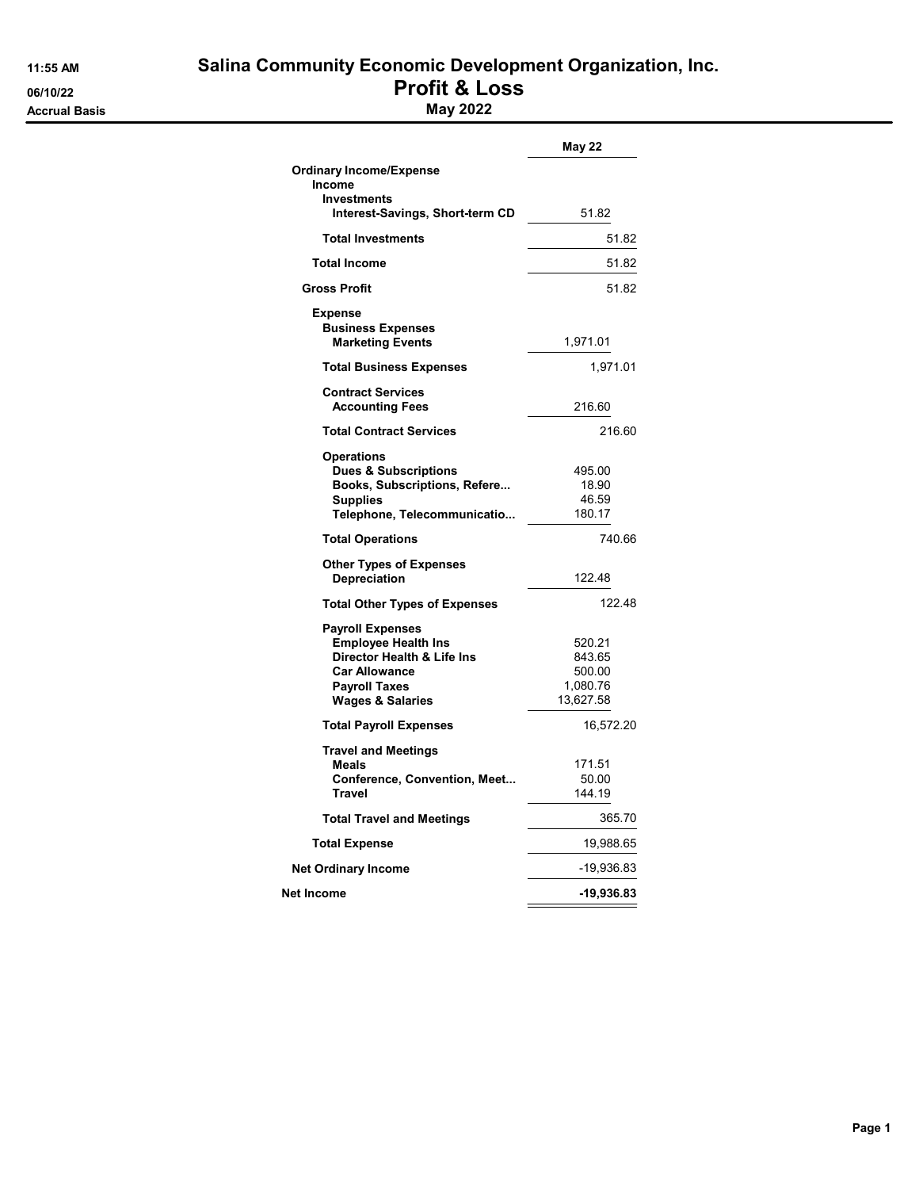# Salina Community Economic Development Organization, Inc.

## Profit & Loss

### May 2022

11:55 AM
06/10/22
Accrual Basis

| | May 22 | |
|---|---|---|
| **Ordinary Income/Expense** | | |
| **Income** | | |
| **Investments** | | |
| **Interest-Savings, Short-term CD** | 51.82 | |
| **Total Investments** | | 51.82 |
| **Total Income** | | 51.82 |
| **Gross Profit** | | 51.82 |
| **Expense** | | |
| **Business Expenses** | | |
| **Marketing Events** | 1,971.01 | |
| **Total Business Expenses** | | 1,971.01 |
| **Contract Services** | | |
| **Accounting Fees** | 216.60 | |
| **Total Contract Services** | | 216.60 |
| **Operations** | | |
| **Dues & Subscriptions** | 495.00 | |
| **Books, Subscriptions, Refere...** | 18.90 | |
| **Supplies** | 46.59 | |
| **Telephone, Telecommunicatio...** | 180.17 | |
| **Total Operations** | | 740.66 |
| **Other Types of Expenses** | | |
| **Depreciation** | 122.48 | |
| **Total Other Types of Expenses** | | 122.48 |
| **Payroll Expenses** | | |
| **Employee Health Ins** | 520.21 | |
| **Director Health & Life Ins** | 843.65 | |
| **Car Allowance** | 500.00 | |
| **Payroll Taxes** | 1,080.76 | |
| **Wages & Salaries** | 13,627.58 | |
| **Total Payroll Expenses** | | 16,572.20 |
| **Travel and Meetings** | | |
| **Meals** | 171.51 | |
| **Conference, Convention, Meet...** | 50.00 | |
| **Travel** | 144.19 | |
| **Total Travel and Meetings** | | 365.70 |
| **Total Expense** | | 19,988.65 |
| **Net Ordinary Income** | | -19,936.83 |
| **Net Income** | | **-19,936.83** |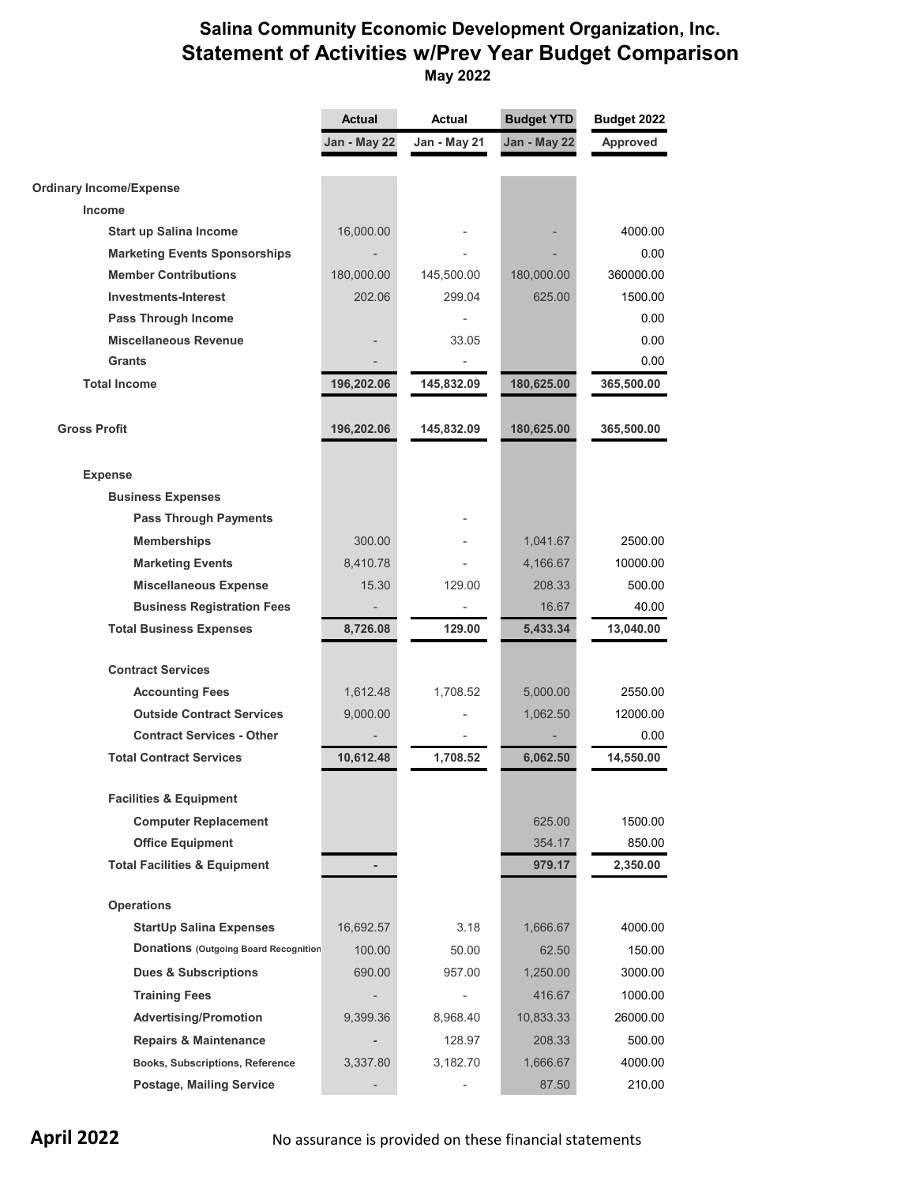# Salina Community Economic Development Organization, Inc.

## Statement of Activities w/Prev Year Budget Comparison

**May 2022**

| | Actual | Actual | Budget YTD | Budget 2022 |
|---|---|---|---|---|
| | Jan - May 22 | Jan - May 21 | Jan - May 22 | Approved |
| **Ordinary Income/Expense** | | | | |
| **Income** | | | | |
| **Start up Salina Income** | 16,000.00 | - | - | 4000.00 |
| **Marketing Events Sponsorships** | - | - | - | 0.00 |
| **Member Contributions** | 180,000.00 | 145,500.00 | 180,000.00 | 360000.00 |
| **Investments-Interest** | 202.06 | 299.04 | 625.00 | 1500.00 |
| **Pass Through Income** | | - | | 0.00 |
| **Miscellaneous Revenue** | - | 33.05 | | 0.00 |
| **Grants** | - | - | | 0.00 |
| **Total Income** | **196,202.06** | **145,832.09** | **180,625.00** | **365,500.00** |
| **Gross Profit** | **196,202.06** | **145,832.09** | **180,625.00** | **365,500.00** |
| **Expense** | | | | |
| **Business Expenses** | | | | |
| **Pass Through Payments** | | - | | |
| **Memberships** | 300.00 | - | 1,041.67 | 2500.00 |
| **Marketing Events** | 8,410.78 | - | 4,166.67 | 10000.00 |
| **Miscellaneous Expense** | 15.30 | 129.00 | 208.33 | 500.00 |
| **Business Registration Fees** | - | - | 16.67 | 40.00 |
| **Total Business Expenses** | **8,726.08** | **129.00** | **5,433.34** | **13,040.00** |
| **Contract Services** | | | | |
| **Accounting Fees** | 1,612.48 | 1,708.52 | 5,000.00 | 2550.00 |
| **Outside Contract Services** | 9,000.00 | - | 1,062.50 | 12000.00 |
| **Contract Services - Other** | - | - | - | 0.00 |
| **Total Contract Services** | **10,612.48** | **1,708.52** | **6,062.50** | **14,550.00** |
| **Facilities & Equipment** | | | | |
| **Computer Replacement** | | | 625.00 | 1500.00 |
| **Office Equipment** | | | 354.17 | 850.00 |
| **Total Facilities & Equipment** | **-** | | **979.17** | **2,350.00** |
| **Operations** | | | | |
| **StartUp Salina Expenses** | 16,692.57 | 3.18 | 1,666.67 | 4000.00 |
| **Donations (Outgoing Board Recognition** | 100.00 | 50.00 | 62.50 | 150.00 |
| **Dues & Subscriptions** | 690.00 | 957.00 | 1,250.00 | 3000.00 |
| **Training Fees** | - | - | 416.67 | 1000.00 |
| **Advertising/Promotion** | 9,399.36 | 8,968.40 | 10,833.33 | 26000.00 |
| **Repairs & Maintenance** | - | 128.97 | 208.33 | 500.00 |
| **Books, Subscriptions, Reference** | 3,337.80 | 3,182.70 | 1,666.67 | 4000.00 |
| **Postage, Mailing Service** | - | - | 87.50 | 210.00 |

**April 2022**

No assurance is provided on these financial statements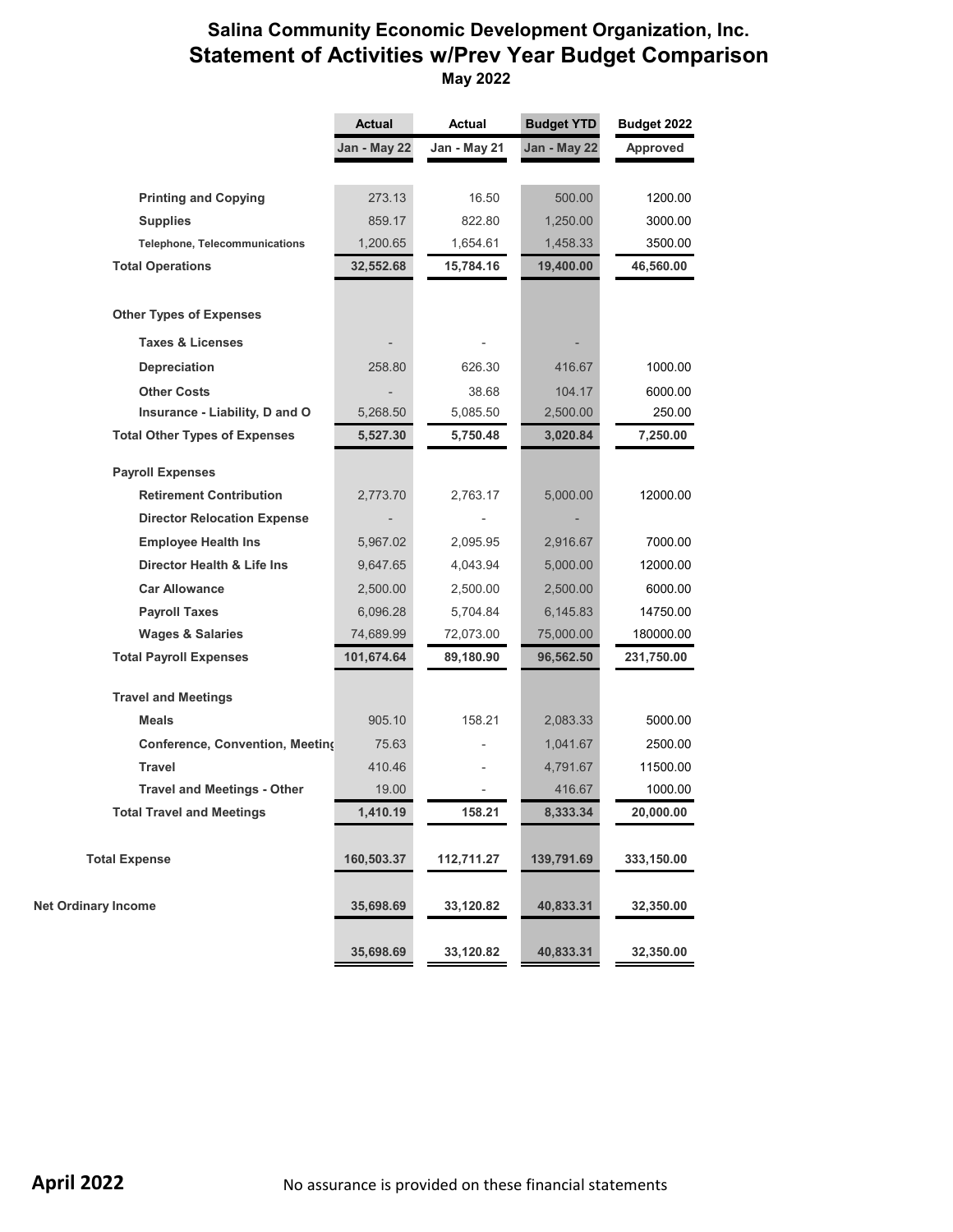# Salina Community Economic Development Organization, Inc.
## Statement of Activities w/Prev Year Budget Comparison
### May 2022

| | Actual | Actual | Budget YTD | Budget 2022 |
|---|---|---|---|---|
| | Jan - May 22 | Jan - May 21 | Jan - May 22 | Approved |
| **Printing and Copying** | 273.13 | 16.50 | 500.00 | 1200.00 |
| **Supplies** | 859.17 | 822.80 | 1,250.00 | 3000.00 |
| **Telephone, Telecommunications** | 1,200.65 | 1,654.61 | 1,458.33 | 3500.00 |
| **Total Operations** | **32,552.68** | **15,784.16** | **19,400.00** | **46,560.00** |
| **Other Types of Expenses** | | | | |
| **Taxes & Licenses** | - | - | - | |
| **Depreciation** | 258.80 | 626.30 | 416.67 | 1000.00 |
| **Other Costs** | - | 38.68 | 104.17 | 6000.00 |
| **Insurance - Liability, D and O** | 5,268.50 | 5,085.50 | 2,500.00 | 250.00 |
| **Total Other Types of Expenses** | **5,527.30** | **5,750.48** | **3,020.84** | **7,250.00** |
| **Payroll Expenses** | | | | |
| **Retirement Contribution** | 2,773.70 | 2,763.17 | 5,000.00 | 12000.00 |
| **Director Relocation Expense** | - | - | - | |
| **Employee Health Ins** | 5,967.02 | 2,095.95 | 2,916.67 | 7000.00 |
| **Director Health & Life Ins** | 9,647.65 | 4,043.94 | 5,000.00 | 12000.00 |
| **Car Allowance** | 2,500.00 | 2,500.00 | 2,500.00 | 6000.00 |
| **Payroll Taxes** | 6,096.28 | 5,704.84 | 6,145.83 | 14750.00 |
| **Wages & Salaries** | 74,689.99 | 72,073.00 | 75,000.00 | 180000.00 |
| **Total Payroll Expenses** | **101,674.64** | **89,180.90** | **96,562.50** | **231,750.00** |
| **Travel and Meetings** | | | | |
| **Meals** | 905.10 | 158.21 | 2,083.33 | 5000.00 |
| **Conference, Convention, Meeting** | 75.63 | - | 1,041.67 | 2500.00 |
| **Travel** | 410.46 | - | 4,791.67 | 11500.00 |
| **Travel and Meetings - Other** | 19.00 | - | 416.67 | 1000.00 |
| **Total Travel and Meetings** | **1,410.19** | **158.21** | **8,333.34** | **20,000.00** |
| **Total Expense** | **160,503.37** | **112,711.27** | **139,791.69** | **333,150.00** |
| **Net Ordinary Income** | **35,698.69** | **33,120.82** | **40,833.31** | **32,350.00** |
| | **35,698.69** | **33,120.82** | **40,833.31** | **32,350.00** |

**April 2022** No assurance is provided on these financial statements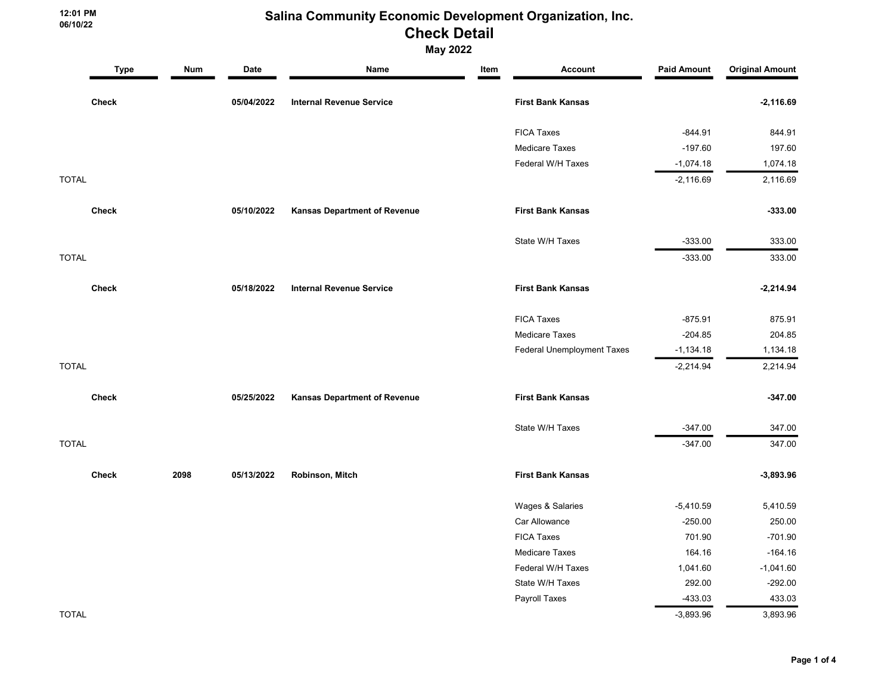# Salina Community Economic Development Organization, Inc.

## Check Detail

### May 2022

| | Type | Num | Date | Name | Item | Account | Paid Amount | Original Amount |
|---|---|---|---|---|---|---|---|---|
| | **Check** | | **05/04/2022** | **Internal Revenue Service** | | **First Bank Kansas** | | **-2,116.69** |
| | | | | | | FICA Taxes | -844.91 | 844.91 |
| | | | | | | Medicare Taxes | -197.60 | 197.60 |
| | | | | | | Federal W/H Taxes | -1,074.18 | 1,074.18 |
| TOTAL | | | | | | | -2,116.69 | 2,116.69 |
| | **Check** | | **05/10/2022** | **Kansas Department of Revenue** | | **First Bank Kansas** | | **-333.00** |
| | | | | | | State W/H Taxes | -333.00 | 333.00 |
| TOTAL | | | | | | | -333.00 | 333.00 |
| | **Check** | | **05/18/2022** | **Internal Revenue Service** | | **First Bank Kansas** | | **-2,214.94** |
| | | | | | | FICA Taxes | -875.91 | 875.91 |
| | | | | | | Medicare Taxes | -204.85 | 204.85 |
| | | | | | | Federal Unemployment Taxes | -1,134.18 | 1,134.18 |
| TOTAL | | | | | | | -2,214.94 | 2,214.94 |
| | **Check** | | **05/25/2022** | **Kansas Department of Revenue** | | **First Bank Kansas** | | **-347.00** |
| | | | | | | State W/H Taxes | -347.00 | 347.00 |
| TOTAL | | | | | | | -347.00 | 347.00 |
| | **Check** | **2098** | **05/13/2022** | **Robinson, Mitch** | | **First Bank Kansas** | | **-3,893.96** |
| | | | | | | Wages & Salaries | -5,410.59 | 5,410.59 |
| | | | | | | Car Allowance | -250.00 | 250.00 |
| | | | | | | FICA Taxes | 701.90 | -701.90 |
| | | | | | | Medicare Taxes | 164.16 | -164.16 |
| | | | | | | Federal W/H Taxes | 1,041.60 | -1,041.60 |
| | | | | | | State W/H Taxes | 292.00 | -292.00 |
| | | | | | | Payroll Taxes | -433.03 | 433.03 |
| TOTAL | | | | | | | -3,893.96 | 3,893.96 |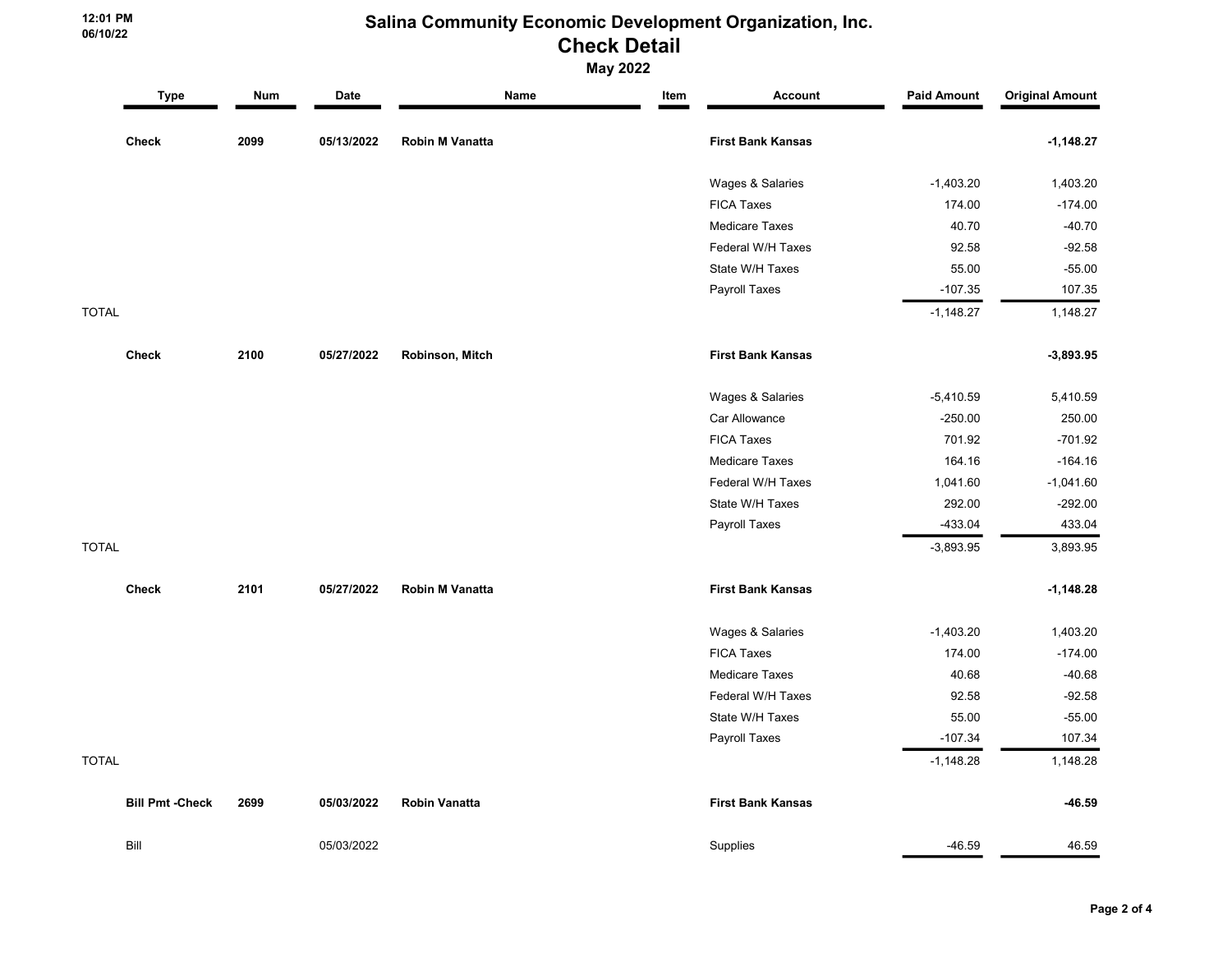# Salina Community Economic Development Organization, Inc.
## Check Detail
### May 2022

12:01 PM
06/10/22

| | Type | Num | Date | Name | Item | Account | Paid Amount | Original Amount |
|---|---|---|---|---|---|---|---|---|
| | **Check** | **2099** | **05/13/2022** | **Robin M Vanatta** | | **First Bank Kansas** | | **-1,148.27** |
| | | | | | | Wages & Salaries | -1,403.20 | 1,403.20 |
| | | | | | | FICA Taxes | 174.00 | -174.00 |
| | | | | | | Medicare Taxes | 40.70 | -40.70 |
| | | | | | | Federal W/H Taxes | 92.58 | -92.58 |
| | | | | | | State W/H Taxes | 55.00 | -55.00 |
| | | | | | | Payroll Taxes | -107.35 | 107.35 |
| TOTAL | | | | | | | -1,148.27 | 1,148.27 |
| | **Check** | **2100** | **05/27/2022** | **Robinson, Mitch** | | **First Bank Kansas** | | **-3,893.95** |
| | | | | | | Wages & Salaries | -5,410.59 | 5,410.59 |
| | | | | | | Car Allowance | -250.00 | 250.00 |
| | | | | | | FICA Taxes | 701.92 | -701.92 |
| | | | | | | Medicare Taxes | 164.16 | -164.16 |
| | | | | | | Federal W/H Taxes | 1,041.60 | -1,041.60 |
| | | | | | | State W/H Taxes | 292.00 | -292.00 |
| | | | | | | Payroll Taxes | -433.04 | 433.04 |
| TOTAL | | | | | | | -3,893.95 | 3,893.95 |
| | **Check** | **2101** | **05/27/2022** | **Robin M Vanatta** | | **First Bank Kansas** | | **-1,148.28** |
| | | | | | | Wages & Salaries | -1,403.20 | 1,403.20 |
| | | | | | | FICA Taxes | 174.00 | -174.00 |
| | | | | | | Medicare Taxes | 40.68 | -40.68 |
| | | | | | | Federal W/H Taxes | 92.58 | -92.58 |
| | | | | | | State W/H Taxes | 55.00 | -55.00 |
| | | | | | | Payroll Taxes | -107.34 | 107.34 |
| TOTAL | | | | | | | -1,148.28 | 1,148.28 |
| | **Bill Pmt -Check** | **2699** | **05/03/2022** | **Robin Vanatta** | | **First Bank Kansas** | | **-46.59** |
| | Bill | | 05/03/2022 | | | Supplies | -46.59 | 46.59 |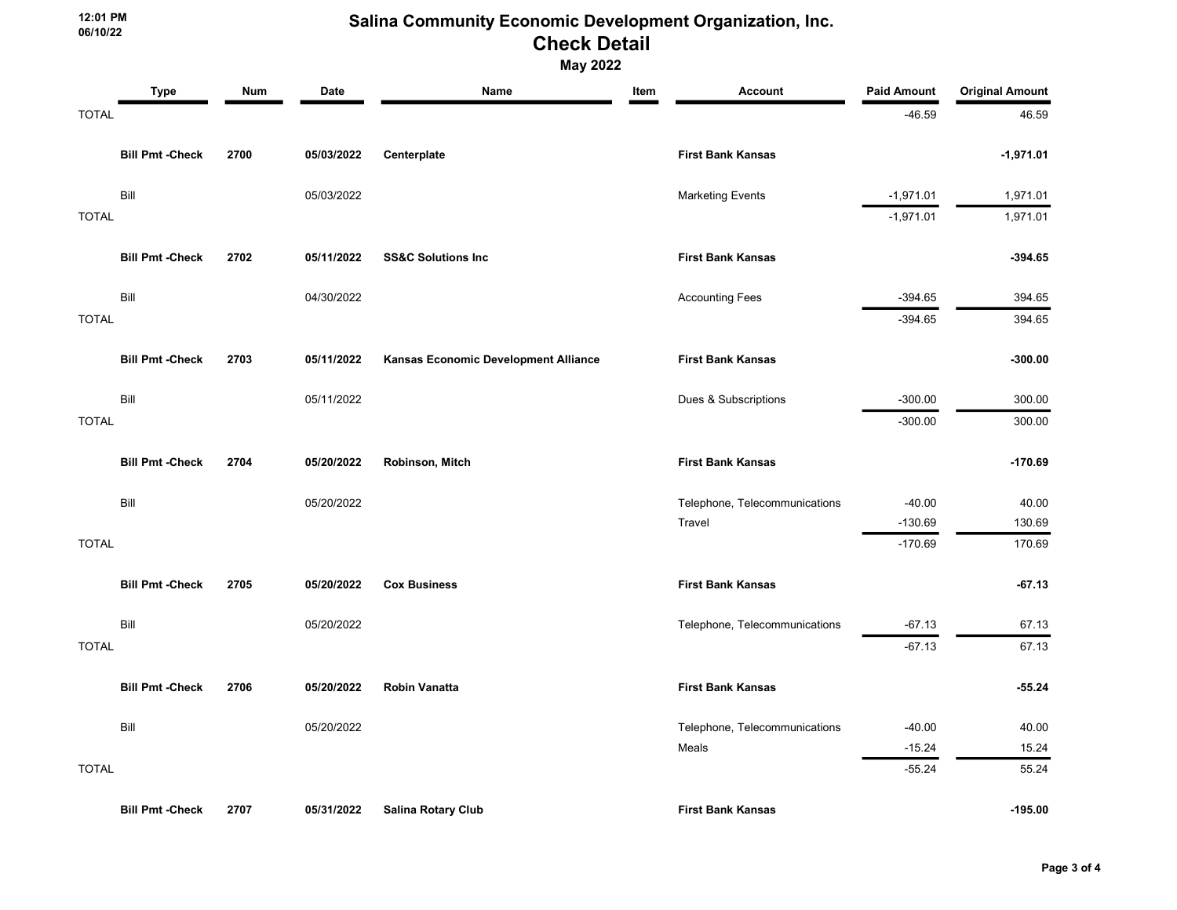# Salina Community Economic Development Organization, Inc.
## Check Detail
### May 2022

| Type | Num | Date | Name | Item | Account | Paid Amount | Original Amount |
|---|---|---|---|---|---|---|---|
| TOTAL | | | | | | -46.59 | 46.59 |
| **Bill Pmt -Check** | **2700** | **05/03/2022** | **Centerplate** | | **First Bank Kansas** | | **-1,971.01** |
| Bill | | 05/03/2022 | | | Marketing Events | -1,971.01 | 1,971.01 |
| TOTAL | | | | | | -1,971.01 | 1,971.01 |
| **Bill Pmt -Check** | **2702** | **05/11/2022** | **SS&C Solutions Inc** | | **First Bank Kansas** | | **-394.65** |
| Bill | | 04/30/2022 | | | Accounting Fees | -394.65 | 394.65 |
| TOTAL | | | | | | -394.65 | 394.65 |
| **Bill Pmt -Check** | **2703** | **05/11/2022** | **Kansas Economic Development Alliance** | | **First Bank Kansas** | | **-300.00** |
| Bill | | 05/11/2022 | | | Dues & Subscriptions | -300.00 | 300.00 |
| TOTAL | | | | | | -300.00 | 300.00 |
| **Bill Pmt -Check** | **2704** | **05/20/2022** | **Robinson, Mitch** | | **First Bank Kansas** | | **-170.69** |
| Bill | | 05/20/2022 | | | Telephone, Telecommunications | -40.00 | 40.00 |
| | | | | | Travel | -130.69 | 130.69 |
| TOTAL | | | | | | -170.69 | 170.69 |
| **Bill Pmt -Check** | **2705** | **05/20/2022** | **Cox Business** | | **First Bank Kansas** | | **-67.13** |
| Bill | | 05/20/2022 | | | Telephone, Telecommunications | -67.13 | 67.13 |
| TOTAL | | | | | | -67.13 | 67.13 |
| **Bill Pmt -Check** | **2706** | **05/20/2022** | **Robin Vanatta** | | **First Bank Kansas** | | **-55.24** |
| Bill | | 05/20/2022 | | | Telephone, Telecommunications | -40.00 | 40.00 |
| | | | | | Meals | -15.24 | 15.24 |
| TOTAL | | | | | | -55.24 | 55.24 |
| **Bill Pmt -Check** | **2707** | **05/31/2022** | **Salina Rotary Club** | | **First Bank Kansas** | | **-195.00** |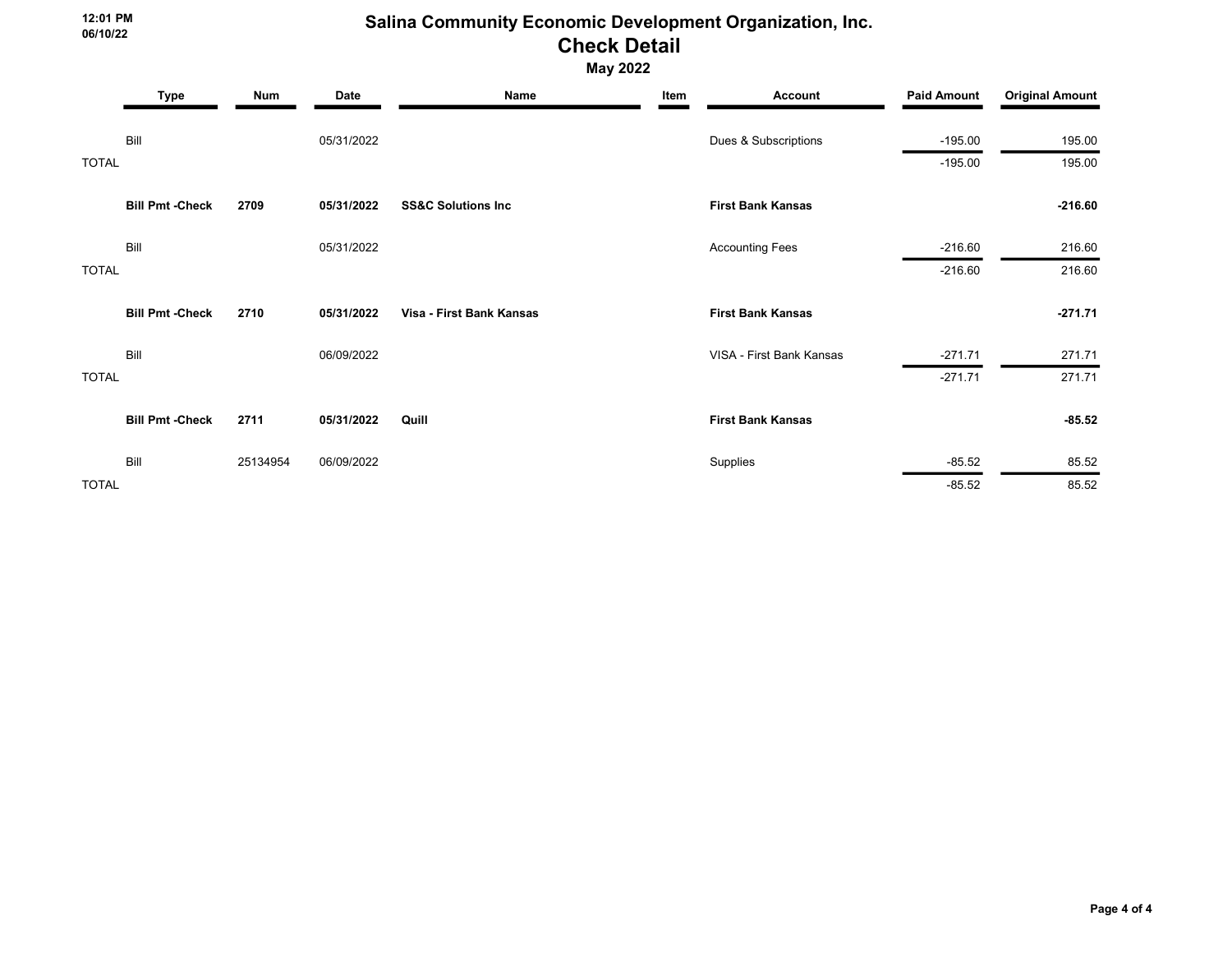# Salina Community Economic Development Organization, Inc.

## Check Detail

### May 2022

| Type | Num | Date | Name | Item | Account | Paid Amount | Original Amount |
|---|---|---|---|---|---|---|---|
| Bill | | 05/31/2022 | | | Dues & Subscriptions | -195.00 | 195.00 |
| TOTAL | | | | | | -195.00 | 195.00 |
| **Bill Pmt -Check** | **2709** | **05/31/2022** | **SS&C Solutions Inc** | | **First Bank Kansas** | | **-216.60** |
| Bill | | 05/31/2022 | | | Accounting Fees | -216.60 | 216.60 |
| TOTAL | | | | | | -216.60 | 216.60 |
| **Bill Pmt -Check** | **2710** | **05/31/2022** | **Visa - First Bank Kansas** | | **First Bank Kansas** | | **-271.71** |
| Bill | | 06/09/2022 | | | VISA - First Bank Kansas | -271.71 | 271.71 |
| TOTAL | | | | | | -271.71 | 271.71 |
| **Bill Pmt -Check** | **2711** | **05/31/2022** | **Quill** | | **First Bank Kansas** | | **-85.52** |
| Bill | 25134954 | 06/09/2022 | | | Supplies | -85.52 | 85.52 |
| TOTAL | | | | | | -85.52 | 85.52 |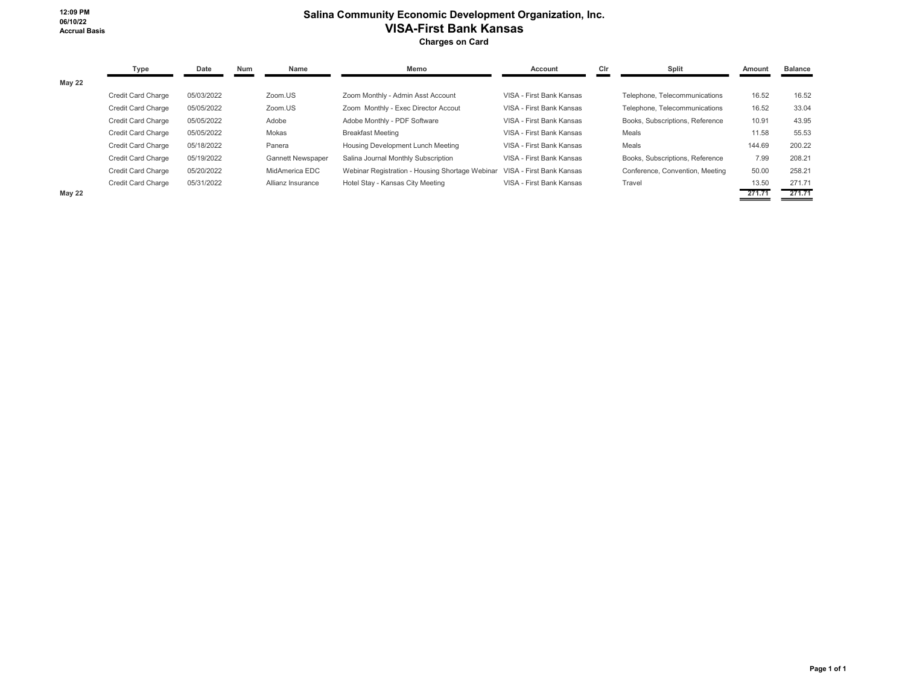12:09 PM
06/10/22
Accrual Basis

# Salina Community Economic Development Organization, Inc.
## VISA-First Bank Kansas
### Charges on Card

| | Type | Date | Num | Name | Memo | Account | Clr | Split | Amount | Balance |
|---|---|---|---|---|---|---|---|---|---|---|
| **May 22** | | | | | | | | | | |
| | Credit Card Charge | 05/03/2022 | | Zoom.US | Zoom Monthly - Admin Asst Account | VISA - First Bank Kansas | | Telephone, Telecommunications | 16.52 | 16.52 |
| | Credit Card Charge | 05/05/2022 | | Zoom.US | Zoom Monthly - Exec Director Accout | VISA - First Bank Kansas | | Telephone, Telecommunications | 16.52 | 33.04 |
| | Credit Card Charge | 05/05/2022 | | Adobe | Adobe Monthly - PDF Software | VISA - First Bank Kansas | | Books, Subscriptions, Reference | 10.91 | 43.95 |
| | Credit Card Charge | 05/05/2022 | | Mokas | Breakfast Meeting | VISA - First Bank Kansas | | Meals | 11.58 | 55.53 |
| | Credit Card Charge | 05/18/2022 | | Panera | Housing Development Lunch Meeting | VISA - First Bank Kansas | | Meals | 144.69 | 200.22 |
| | Credit Card Charge | 05/19/2022 | | Gannett Newspaper | Salina Journal Monthly Subscription | VISA - First Bank Kansas | | Books, Subscriptions, Reference | 7.99 | 208.21 |
| | Credit Card Charge | 05/20/2022 | | MidAmerica EDC | Webinar Registration - Housing Shortage Webinar | VISA - First Bank Kansas | | Conference, Convention, Meeting | 50.00 | 258.21 |
| | Credit Card Charge | 05/31/2022 | | Allianz Insurance | Hotel Stay - Kansas City Meeting | VISA - First Bank Kansas | | Travel | 13.50 | 271.71 |
| **May 22** | | | | | | | | | 271.71 | 271.71 |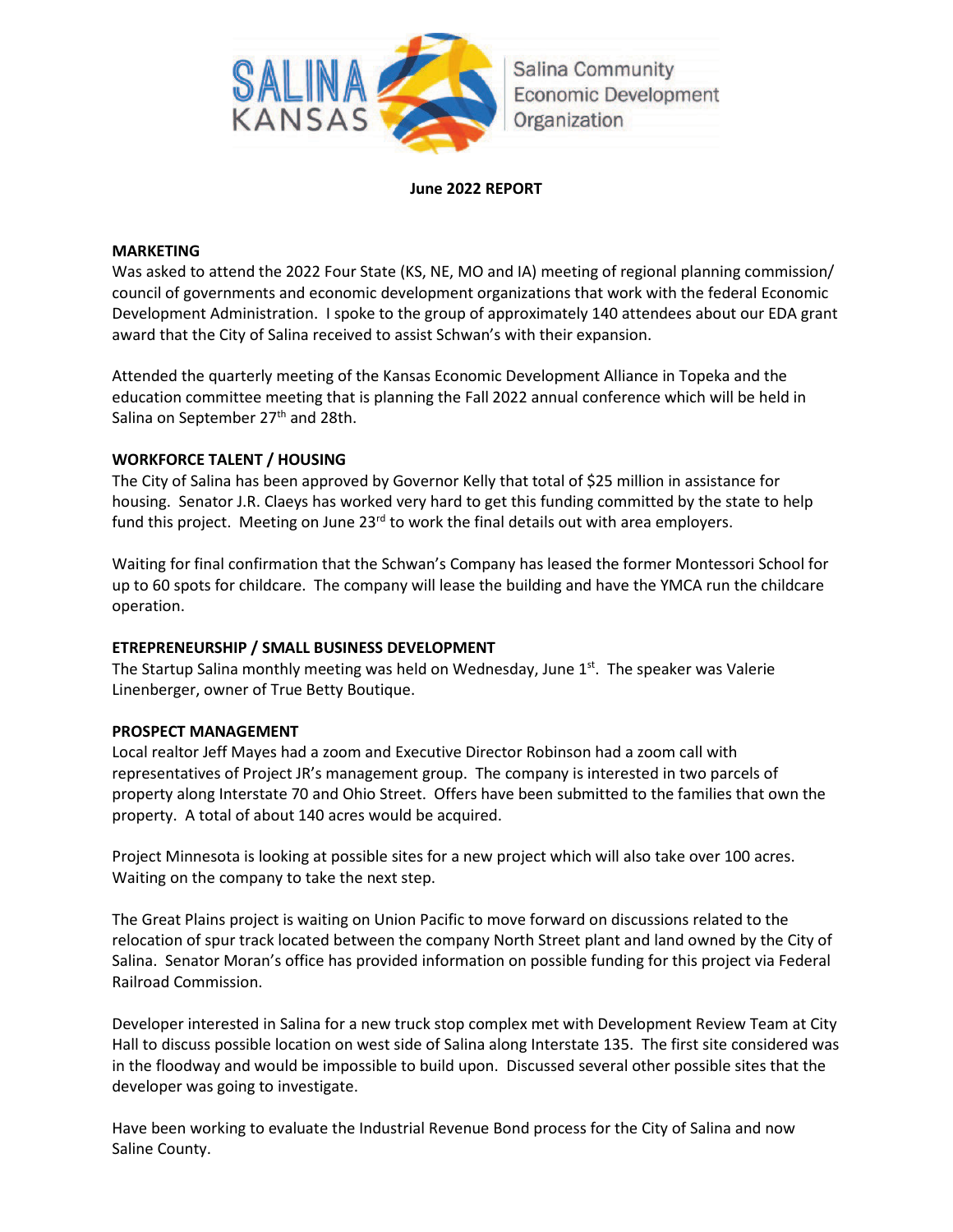Salina Community Economic Development Organization

**June 2022 REPORT**

**MARKETING**

Was asked to attend the 2022 Four State (KS, NE, MO and IA) meeting of regional planning commission/council of governments and economic development organizations that work with the federal Economic Development Administration. I spoke to the group of approximately 140 attendees about our EDA grant award that the City of Salina received to assist Schwan's with their expansion.

Attended the quarterly meeting of the Kansas Economic Development Alliance in Topeka and the education committee meeting that is planning the Fall 2022 annual conference which will be held in Salina on September 27th and 28th.

**WORKFORCE TALENT / HOUSING**

The City of Salina has been approved by Governor Kelly that total of $25 million in assistance for housing. Senator J.R. Claeys has worked very hard to get this funding committed by the state to help fund this project. Meeting on June 23rd to work the final details out with area employers.

Waiting for final confirmation that the Schwan's Company has leased the former Montessori School for up to 60 spots for childcare. The company will lease the building and have the YMCA run the childcare operation.

**ETREPRENEURSHIP / SMALL BUSINESS DEVELOPMENT**

The Startup Salina monthly meeting was held on Wednesday, June 1st. The speaker was Valerie Linenberger, owner of True Betty Boutique.

**PROSPECT MANAGEMENT**

Local realtor Jeff Mayes had a zoom and Executive Director Robinson had a zoom call with representatives of Project JR's management group. The company is interested in two parcels of property along Interstate 70 and Ohio Street. Offers have been submitted to the families that own the property. A total of about 140 acres would be acquired.

Project Minnesota is looking at possible sites for a new project which will also take over 100 acres. Waiting on the company to take the next step.

The Great Plains project is waiting on Union Pacific to move forward on discussions related to the relocation of spur track located between the company North Street plant and land owned by the City of Salina. Senator Moran's office has provided information on possible funding for this project via Federal Railroad Commission.

Developer interested in Salina for a new truck stop complex met with Development Review Team at City Hall to discuss possible location on west side of Salina along Interstate 135. The first site considered was in the floodway and would be impossible to build upon. Discussed several other possible sites that the developer was going to investigate.

Have been working to evaluate the Industrial Revenue Bond process for the City of Salina and now Saline County.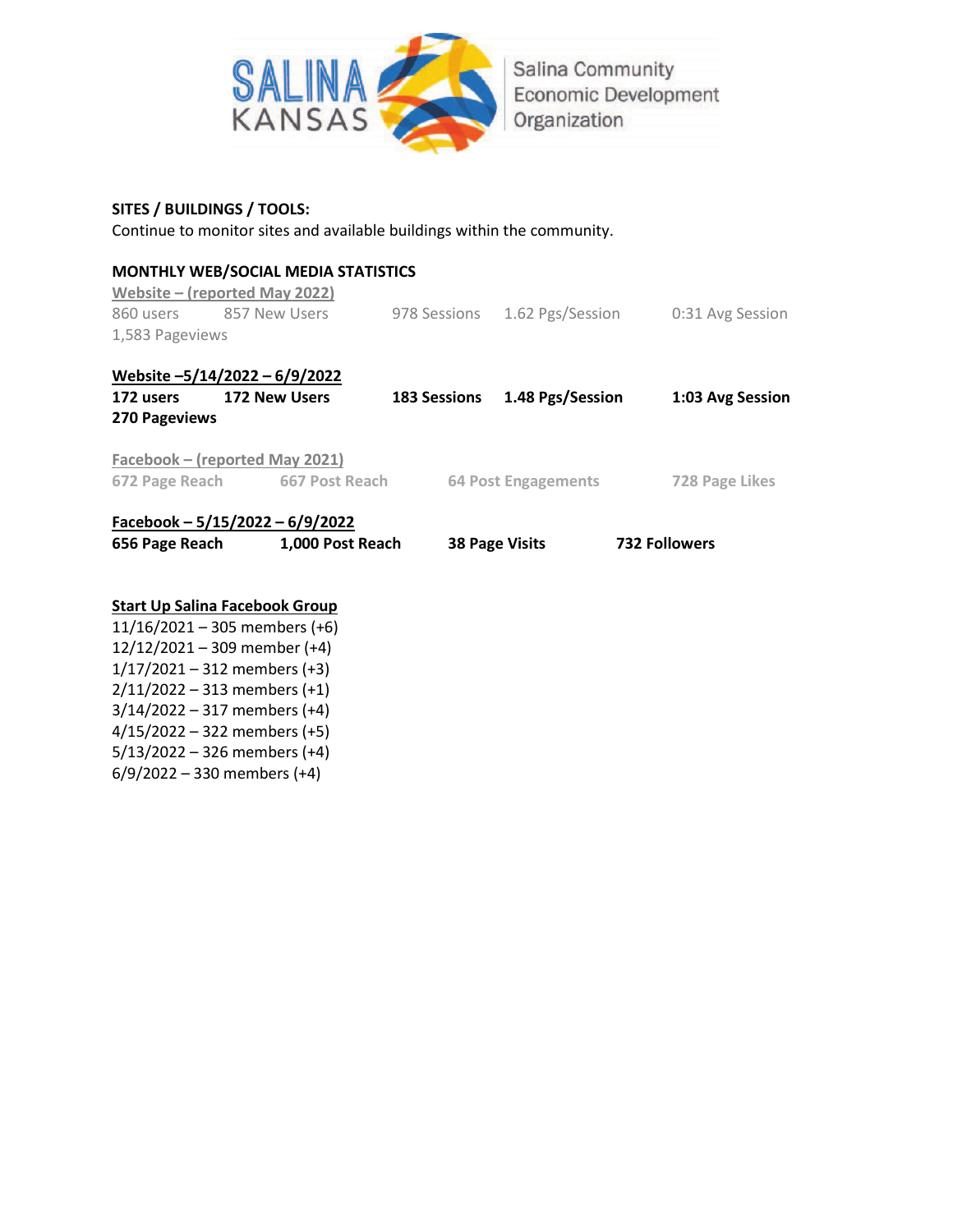SALINA KANSAS | Salina Community Economic Development Organization

**SITES / BUILDINGS / TOOLS:**

Continue to monitor sites and available buildings within the community.

**MONTHLY WEB/SOCIAL MEDIA STATISTICS**

<u>Website – (reported May 2022)</u>

860 users | 857 New Users | 978 Sessions | 1.62 Pgs/Session | 0:31 Avg Session

1,583 Pageviews

**<u>Website –5/14/2022 – 6/9/2022</u>**

**172 users | 172 New Users | 183 Sessions | 1.48 Pgs/Session | 1:03 Avg Session**

**270 Pageviews**

**<u>Facebook – (reported May 2021)</u>**

**672 Page Reach | 667 Post Reach | 64 Post Engagements | 728 Page Likes**

**<u>Facebook – 5/15/2022 – 6/9/2022</u>**

**656 Page Reach | 1,000 Post Reach | 38 Page Visits | 732 Followers**

**<u>Start Up Salina Facebook Group</u>**

11/16/2021 – 305 members (+6)
12/12/2021 – 309 member (+4)
1/17/2021 – 312 members (+3)
2/11/2022 – 313 members (+1)
3/14/2022 – 317 members (+4)
4/15/2022 – 322 members (+5)
5/13/2022 – 326 members (+4)
6/9/2022 – 330 members (+4)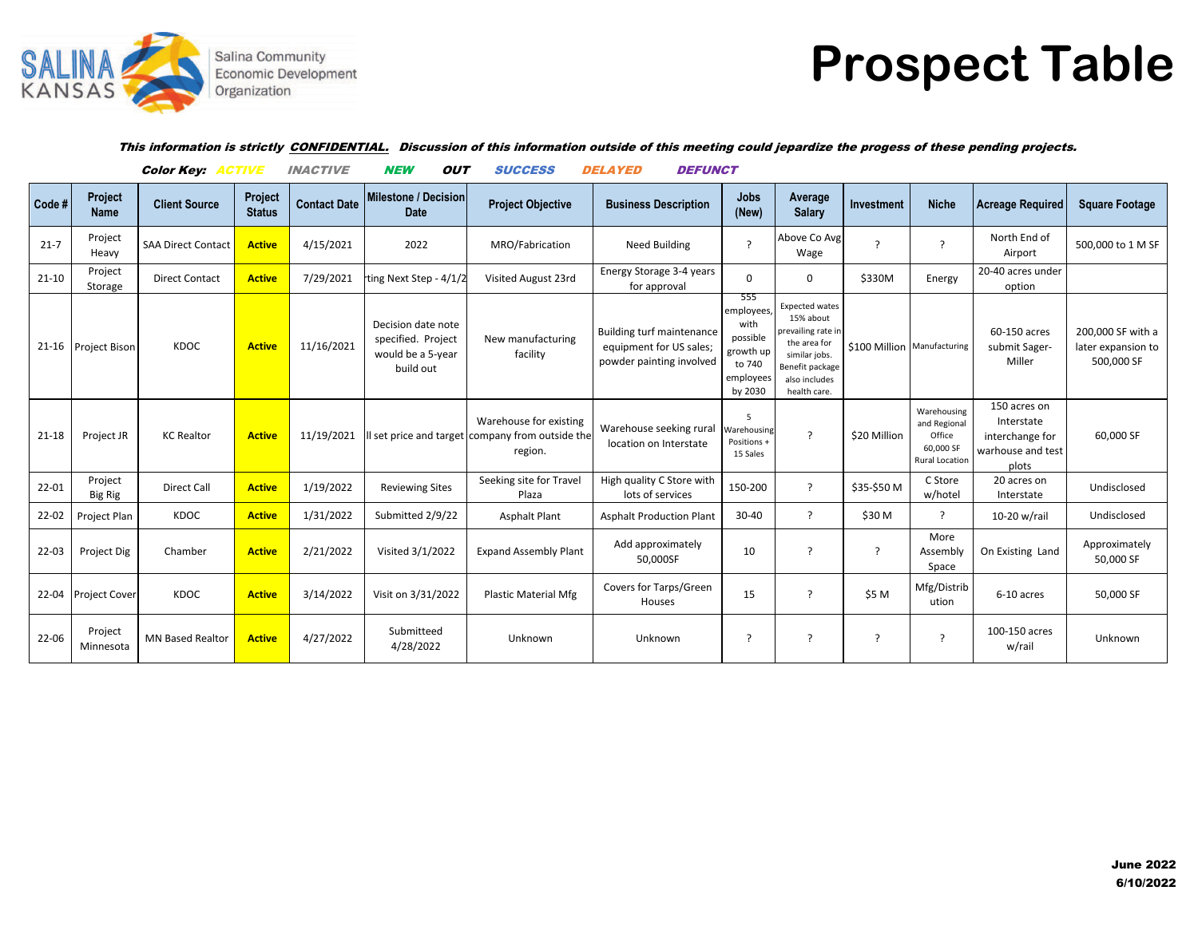# Prospect Table

Salina Community Economic Development Organization

***This information is strictly <u>CONFIDENTIAL</u>. Discussion of this information outside of this meeting could jepardize the progess of these pending projects.***

**Color Key:** *ACTIVE* *INACTIVE* *NEW* *OUT* *SUCCESS* *DELAYED* *DEFUNCT*

| Code # | Project Name | Client Source | Project Status | Contact Date | Milestone / Decision Date | Project Objective | Business Description | Jobs (New) | Average Salary | Investment | Niche | Acreage Required | Square Footage |
|---|---|---|---|---|---|---|---|---|---|---|---|---|---|
| 21-7 | Project Heavy | SAA Direct Contact | **Active** | 4/15/2021 | 2022 | MRO/Fabrication | Need Building | ? | Above Co Avg Wage | ? | ? | North End of Airport | 500,000 to 1 M SF |
| 21-10 | Project Storage | Direct Contact | **Active** | 7/29/2021 | ting Next Step - 4/1/2 | Visited August 23rd | Energy Storage 3-4 years for approval | 0 | 0 | $330M | Energy | 20-40 acres under option | |
| 21-16 | Project Bison | KDOC | **Active** | 11/16/2021 | Decision date note specified. Project would be a 5-year build out | New manufacturing facility | Building turf maintenance equipment for US sales; powder painting involved | 555 employees, with possible growth up to 740 employees by 2030 | Expected wates 15% about prevailing rate in the area for similar jobs. Benefit package also includes health care. | $100 Million | Manufacturing | 60-150 acres submit Sager-Miller | 200,000 SF with a later expansion to 500,000 SF |
| 21-18 | Project JR | KC Realtor | **Active** | 11/19/2021 | ll set price and target | Warehouse for existing company from outside the region. | Warehouse seeking rural location on Interstate | 5 Warehousing Positions + 15 Sales | ? | $20 Million | Warehousing and Regional Office 60,000 SF Rural Location | 150 acres on Interstate interchange for warhouse and test plots | 60,000 SF |
| 22-01 | Project Big Rig | Direct Call | **Active** | 1/19/2022 | Reviewing Sites | Seeking site for Travel Plaza | High quality C Store with lots of services | 150-200 | ? | $35-$50 M | C Store w/hotel | 20 acres on Interstate | Undisclosed |
| 22-02 | Project Plan | KDOC | **Active** | 1/31/2022 | Submitted 2/9/22 | Asphalt Plant | Asphalt Production Plant | 30-40 | ? | $30 M | ? | 10-20 w/rail | Undisclosed |
| 22-03 | Project Dig | Chamber | **Active** | 2/21/2022 | Visited 3/1/2022 | Expand Assembly Plant | Add approximately 50,000SF | 10 | ? | ? | More Assembly Space | On Existing Land | Approximately 50,000 SF |
| 22-04 | Project Cover | KDOC | **Active** | 3/14/2022 | Visit on 3/31/2022 | Plastic Material Mfg | Covers for Tarps/Green Houses | 15 | ? | $5 M | Mfg/Distribution | 6-10 acres | 50,000 SF |
| 22-06 | Project Minnesota | MN Based Realtor | **Active** | 4/27/2022 | Submitted 4/28/2022 | Unknown | Unknown | ? | ? | ? | ? | 100-150 acres w/rail | Unknown |

**June 2022**
**6/10/2022**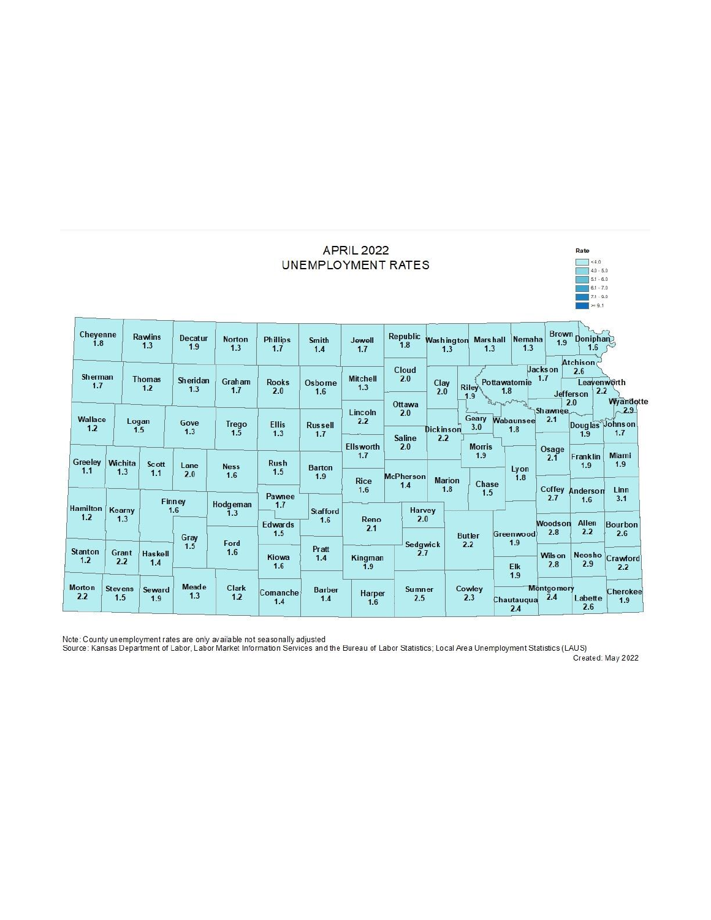APRIL 2022
UNEMPLOYMENT RATES

Rate
< 4.0
4.0 - 5.0
5.1 - 6.0
6.1 - 7.0
7.1 - 9.0
>= 9.1

Cheyenne 1.8
Rawlins 1.3
Decatur 1.9
Norton 1.3
Phillips 1.7
Smith 1.4
Jewell 1.7
Republic 1.8
Washington 1.3
Marshall 1.3
Nemaha 1.3
Brown 1.9
Doniphan 1.6
Sherman 1.7
Thomas 1.2
Sheridan 1.3
Graham 1.7
Rooks 2.0
Osborne 1.6
Mitchell 1.3
Cloud 2.0
Clay 2.0
Riley 1.9
Pottawatomie 1.8
Jackson 1.7
Atchison 2.6
Leavenworth 2.2
Jefferson 2.0
Wyandotte 2.9
Wallace 1.2
Logan 1.5
Gove 1.3
Trego 1.5
Ellis 1.3
Russell 1.7
Lincoln 2.2
Ottawa 2.0
Geary 3.0
Wabaunsee 1.8
Shawnee 2.1
Douglas 1.9
Johnson 1.7
Dickinson 2.2
Ellsworth 1.7
Saline 2.0
Greeley 1.1
Wichita 1.3
Scott 1.1
Lane 2.0
Ness 1.6
Rush 1.5
Barton 1.9
Morris 1.9
Osage 2.1
Franklin 1.9
Miami 1.9
Rice 1.6
McPherson 1.4
Marion 1.8
Chase 1.5
Lyon 1.8
Pawnee 1.7
Hamilton 1.2
Kearny 1.3
Finney 1.6
Hodgeman 1.3
Stafford 1.6
Coffey 2.7
Anderson 1.6
Linn 3.1
Reno 2.1
Harvey 2.0
Edwards 1.5
Gray 1.5
Woodson 2.8
Allen 2.2
Bourbon 2.6
Greenwood 1.9
Butler 2.2
Ford 1.6
Sedgwick 2.7
Stanton 1.2
Grant 2.2
Haskell 1.4
Pratt 1.4
Kiowa 1.6
Kingman 1.9
Wilson 2.8
Neosho 2.9
Crawford 2.2
Elk 1.9
Morton 2.2
Stevens 1.5
Seward 1.9
Meade 1.3
Clark 1.2
Comanche 1.4
Barber 1.4
Harper 1.6
Sumner 2.5
Cowley 2.3
Montgomery 2.4
Labette 2.6
Cherokee 1.9
Chautauqua 2.4

Note: County unemployment rates are only available not seasonally adjusted
Source: Kansas Department of Labor, Labor Market Information Services and the Bureau of Labor Statistics; Local Area Unemployment Statistics (LAUS)
Created: May 2022